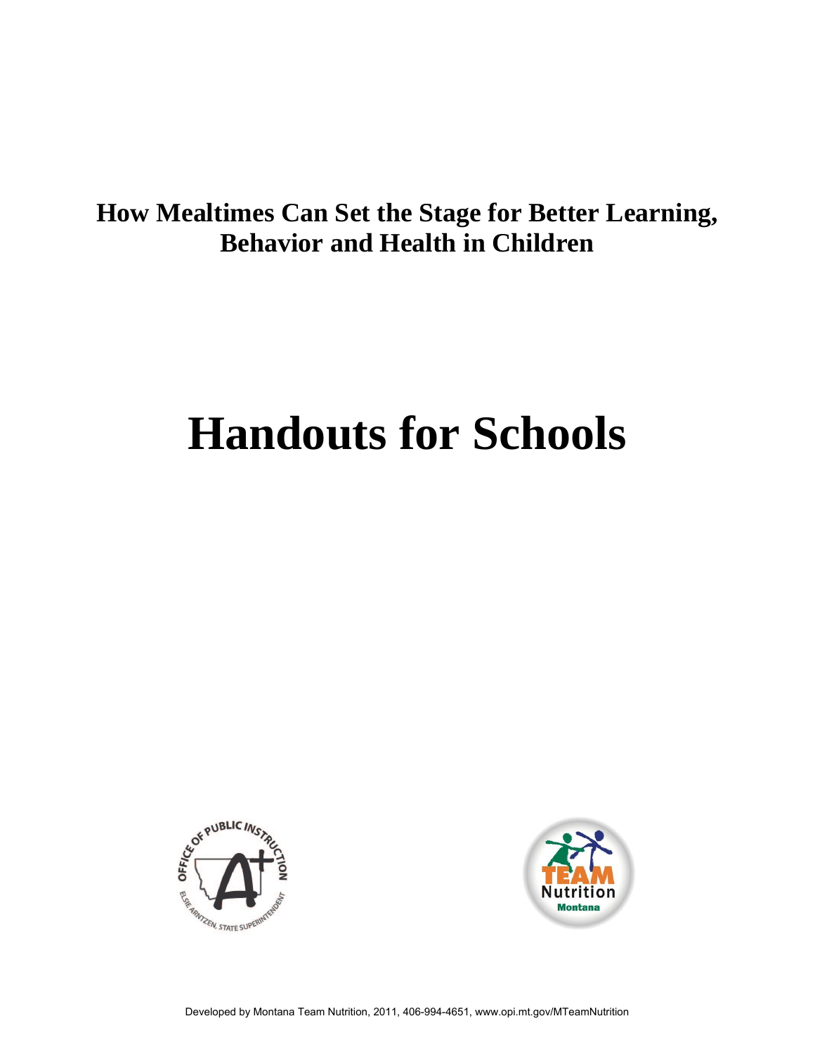# How Mealtimes Can Set the Stage for Better Learning, Behavior and Health in Children

# Handouts for Schools

Developed by Montana Team Nutrition, 2011, 406-994-4651, www.opi.mt.gov/MTeamNutrition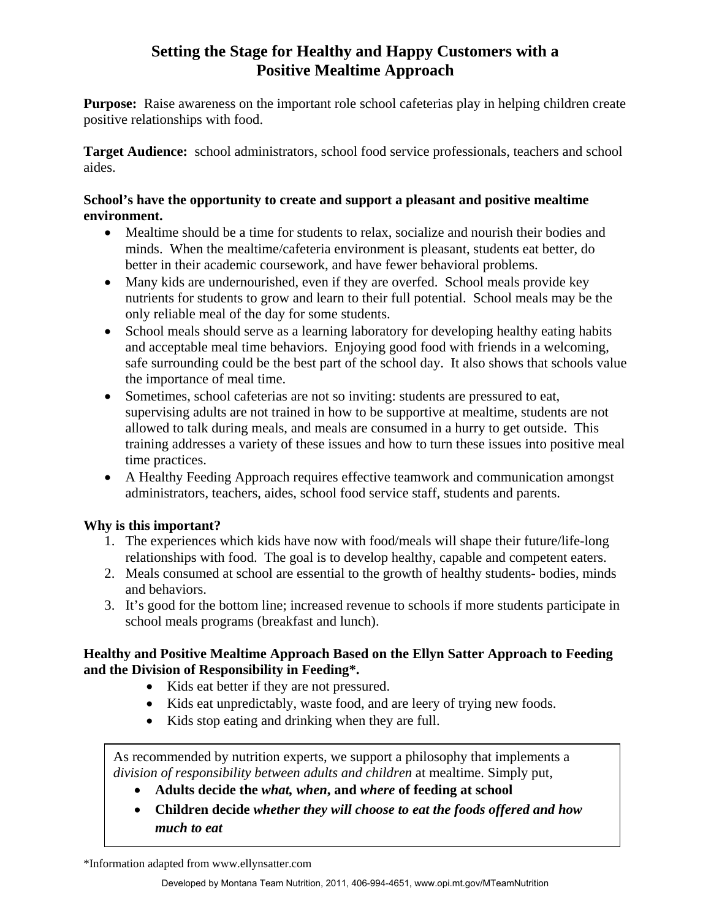# Setting the Stage for Healthy and Happy Customers with a Positive Mealtime Approach

**Purpose:** Raise awareness on the important role school cafeterias play in helping children create positive relationships with food.

**Target Audience:** school administrators, school food service professionals, teachers and school aides.

**School's have the opportunity to create and support a pleasant and positive mealtime environment.**

- Mealtime should be a time for students to relax, socialize and nourish their bodies and minds. When the mealtime/cafeteria environment is pleasant, students eat better, do better in their academic coursework, and have fewer behavioral problems.
- Many kids are undernourished, even if they are overfed. School meals provide key nutrients for students to grow and learn to their full potential. School meals may be the only reliable meal of the day for some students.
- School meals should serve as a learning laboratory for developing healthy eating habits and acceptable meal time behaviors. Enjoying good food with friends in a welcoming, safe surrounding could be the best part of the school day. It also shows that schools value the importance of meal time.
- Sometimes, school cafeterias are not so inviting: students are pressured to eat, supervising adults are not trained in how to be supportive at mealtime, students are not allowed to talk during meals, and meals are consumed in a hurry to get outside. This training addresses a variety of these issues and how to turn these issues into positive meal time practices.
- A Healthy Feeding Approach requires effective teamwork and communication amongst administrators, teachers, aides, school food service staff, students and parents.

**Why is this important?**

1. The experiences which kids have now with food/meals will shape their future/life-long relationships with food. The goal is to develop healthy, capable and competent eaters.
2. Meals consumed at school are essential to the growth of healthy students- bodies, minds and behaviors.
3. It's good for the bottom line; increased revenue to schools if more students participate in school meals programs (breakfast and lunch).

**Healthy and Positive Mealtime Approach Based on the Ellyn Satter Approach to Feeding and the Division of Responsibility in Feeding\*.**

- Kids eat better if they are not pressured.
- Kids eat unpredictably, waste food, and are leery of trying new foods.
- Kids stop eating and drinking when they are full.

As recommended by nutrition experts, we support a philosophy that implements a *division of responsibility between adults and children* at mealtime. Simply put,

- **Adults decide the *what, when,* and *where* of feeding at school**
- **Children decide *whether they will choose to eat the foods offered and how much to eat***

\*Information adapted from www.ellynsatter.com

Developed by Montana Team Nutrition, 2011, 406-994-4651, www.opi.mt.gov/MTeamNutrition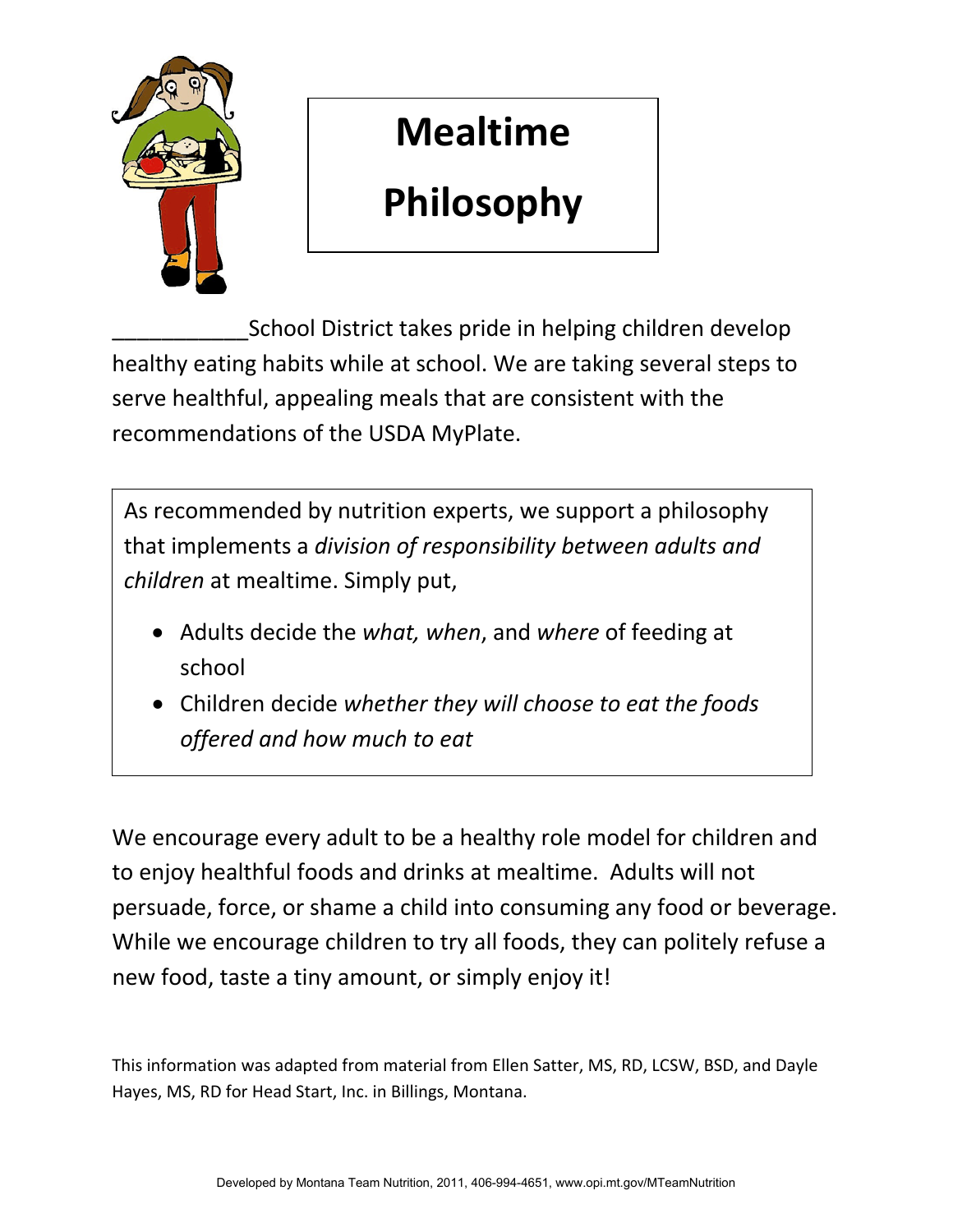# Mealtime Philosophy

___________School District takes pride in helping children develop healthy eating habits while at school. We are taking several steps to serve healthful, appealing meals that are consistent with the recommendations of the USDA MyPlate.

As recommended by nutrition experts, we support a philosophy that implements a *division of responsibility between adults and children* at mealtime. Simply put,

- Adults decide the *what, when*, and *where* of feeding at school
- Children decide *whether they will choose to eat the foods offered and how much to eat*

We encourage every adult to be a healthy role model for children and to enjoy healthful foods and drinks at mealtime. Adults will not persuade, force, or shame a child into consuming any food or beverage. While we encourage children to try all foods, they can politely refuse a new food, taste a tiny amount, or simply enjoy it!

This information was adapted from material from Ellen Satter, MS, RD, LCSW, BSD, and Dayle Hayes, MS, RD for Head Start, Inc. in Billings, Montana.

Developed by Montana Team Nutrition, 2011, 406-994-4651, www.opi.mt.gov/MTeamNutrition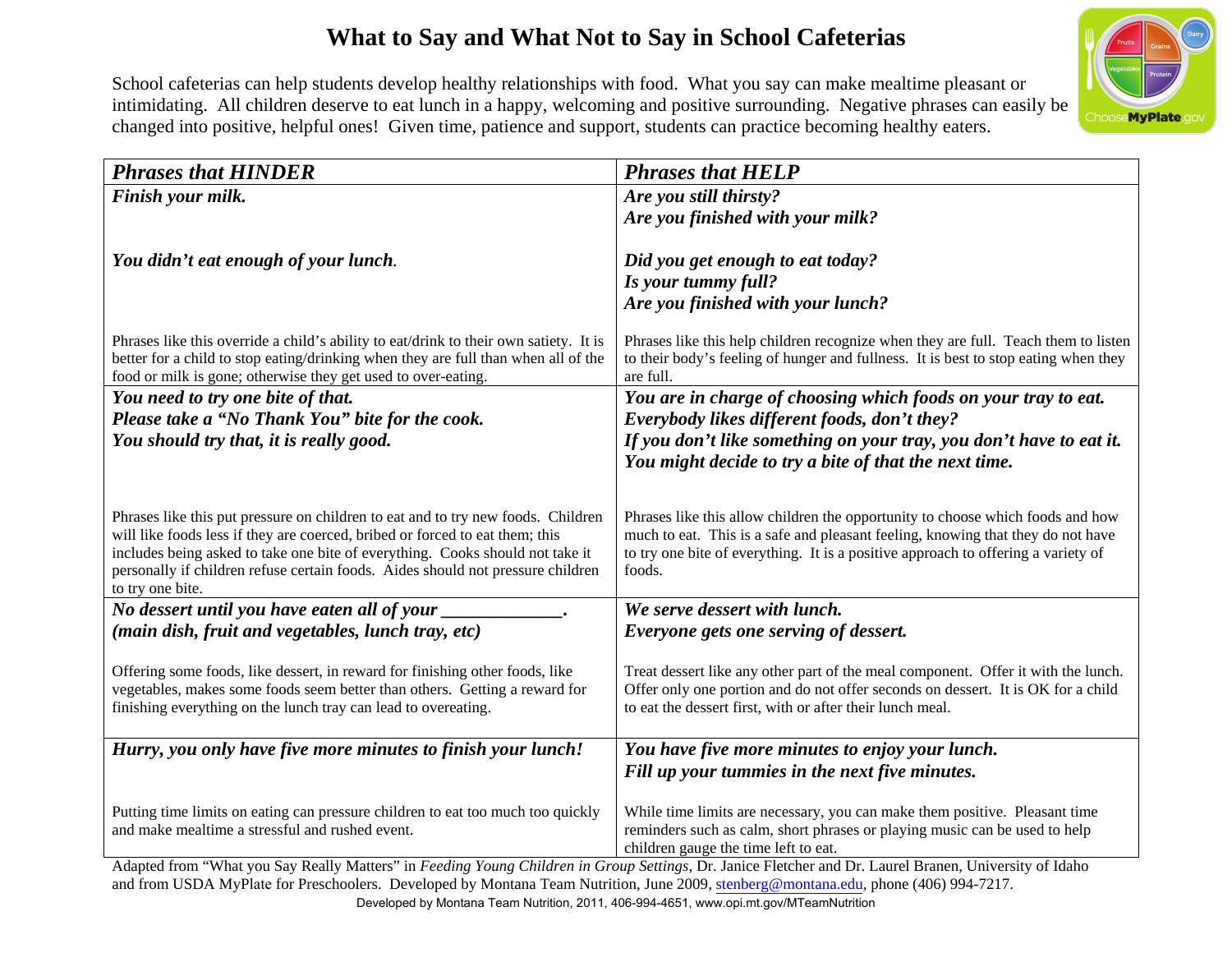# What to Say and What Not to Say in School Cafeterias

School cafeterias can help students develop healthy relationships with food. What you say can make mealtime pleasant or intimidating. All children deserve to eat lunch in a happy, welcoming and positive surrounding. Negative phrases can easily be changed into positive, helpful ones! Given time, patience and support, students can practice becoming healthy eaters.

| ***Phrases that HINDER*** | ***Phrases that HELP*** |
|---|---|
| ***Finish your milk.***<br><br>***You didn't eat enough of your lunch.***<br><br>Phrases like this override a child's ability to eat/drink to their own satiety. It is better for a child to stop eating/drinking when they are full than when all of the food or milk is gone; otherwise they get used to over-eating. | ***Are you still thirsty?***<br>***Are you finished with your milk?***<br><br>***Did you get enough to eat today?***<br>***Is your tummy full?***<br>***Are you finished with your lunch?***<br><br>Phrases like this help children recognize when they are full. Teach them to listen to their body's feeling of hunger and fullness. It is best to stop eating when they are full. |
| ***You need to try one bite of that.***<br>***Please take a "No Thank You" bite for the cook.***<br>***You should try that, it is really good.***<br><br>Phrases like this put pressure on children to eat and to try new foods. Children will like foods less if they are coerced, bribed or forced to eat them; this includes being asked to take one bite of everything. Cooks should not take it personally if children refuse certain foods. Aides should not pressure children to try one bite. | ***You are in charge of choosing which foods on your tray to eat.***<br>***Everybody likes different foods, don't they?***<br>***If you don't like something on your tray, you don't have to eat it.***<br>***You might decide to try a bite of that the next time.***<br><br>Phrases like this allow children the opportunity to choose which foods and how much to eat. This is a safe and pleasant feeling, knowing that they do not have to try one bite of everything. It is a positive approach to offering a variety of foods. |
| ***No dessert until you have eaten all of your ____________.***<br>***(main dish, fruit and vegetables, lunch tray, etc)***<br><br>Offering some foods, like dessert, in reward for finishing other foods, like vegetables, makes some foods seem better than others. Getting a reward for finishing everything on the lunch tray can lead to overeating. | ***We serve dessert with lunch.***<br>***Everyone gets one serving of dessert.***<br><br>Treat dessert like any other part of the meal component. Offer it with the lunch. Offer only one portion and do not offer seconds on dessert. It is OK for a child to eat the dessert first, with or after their lunch meal. |
| ***Hurry, you only have five more minutes to finish your lunch!***<br><br>Putting time limits on eating can pressure children to eat too much too quickly and make mealtime a stressful and rushed event. | ***You have five more minutes to enjoy your lunch.***<br>***Fill up your tummies in the next five minutes.***<br><br>While time limits are necessary, you can make them positive. Pleasant time reminders such as calm, short phrases or playing music can be used to help children gauge the time left to eat. |

Adapted from "What you Say Really Matters" in *Feeding Young Children in Group Settings*, Dr. Janice Fletcher and Dr. Laurel Branen, University of Idaho and from USDA MyPlate for Preschoolers. Developed by Montana Team Nutrition, June 2009, stenberg@montana.edu, phone (406) 994-7217.

Developed by Montana Team Nutrition, 2011, 406-994-4651, www.opi.mt.gov/MTeamNutrition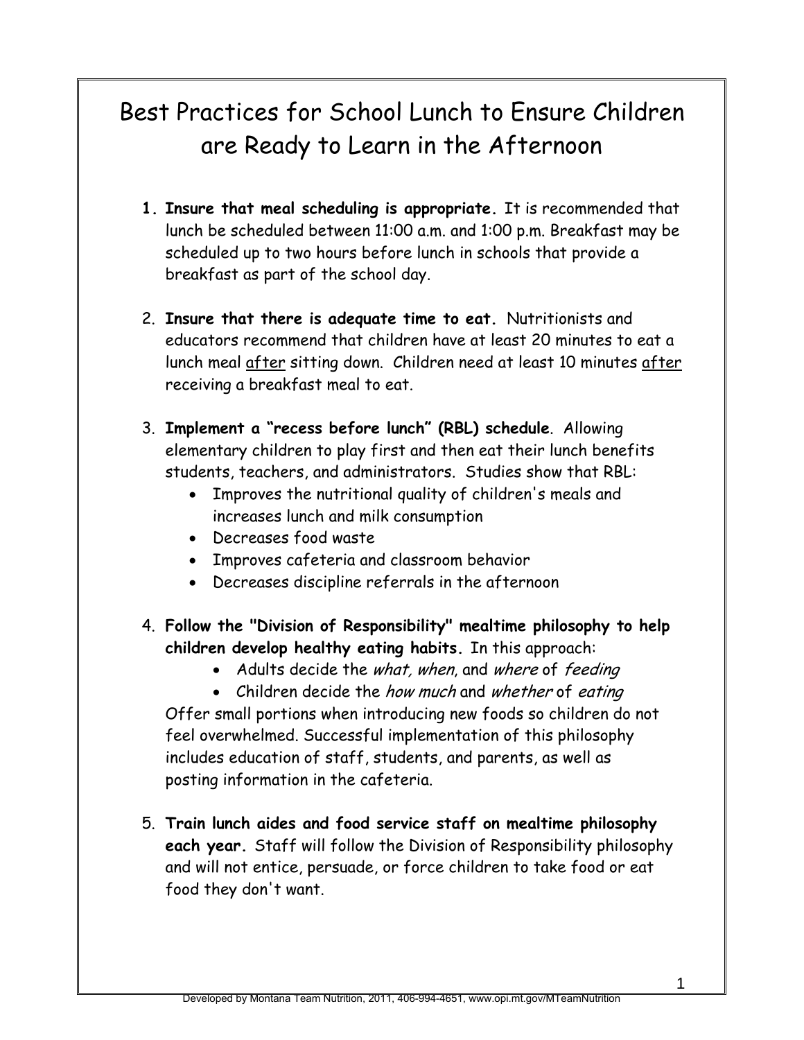# Best Practices for School Lunch to Ensure Children are Ready to Learn in the Afternoon

1. **Insure that meal scheduling is appropriate.** It is recommended that lunch be scheduled between 11:00 a.m. and 1:00 p.m. Breakfast may be scheduled up to two hours before lunch in schools that provide a breakfast as part of the school day.

2. **Insure that there is adequate time to eat.** Nutritionists and educators recommend that children have at least 20 minutes to eat a lunch meal <u>after</u> sitting down. Children need at least 10 minutes <u>after</u> receiving a breakfast meal to eat.

3. **Implement a "recess before lunch" (RBL) schedule**. Allowing elementary children to play first and then eat their lunch benefits students, teachers, and administrators. Studies show that RBL:
   - Improves the nutritional quality of children's meals and increases lunch and milk consumption
   - Decreases food waste
   - Improves cafeteria and classroom behavior
   - Decreases discipline referrals in the afternoon

4. **Follow the "Division of Responsibility" mealtime philosophy to help children develop healthy eating habits.** In this approach:
   - Adults decide the *what, when*, and *where* of *feeding*
   - Children decide the *how much* and *whether* of *eating*

   Offer small portions when introducing new foods so children do not feel overwhelmed. Successful implementation of this philosophy includes education of staff, students, and parents, as well as posting information in the cafeteria.

5. **Train lunch aides and food service staff on mealtime philosophy each year.** Staff will follow the Division of Responsibility philosophy and will not entice, persuade, or force children to take food or eat food they don't want.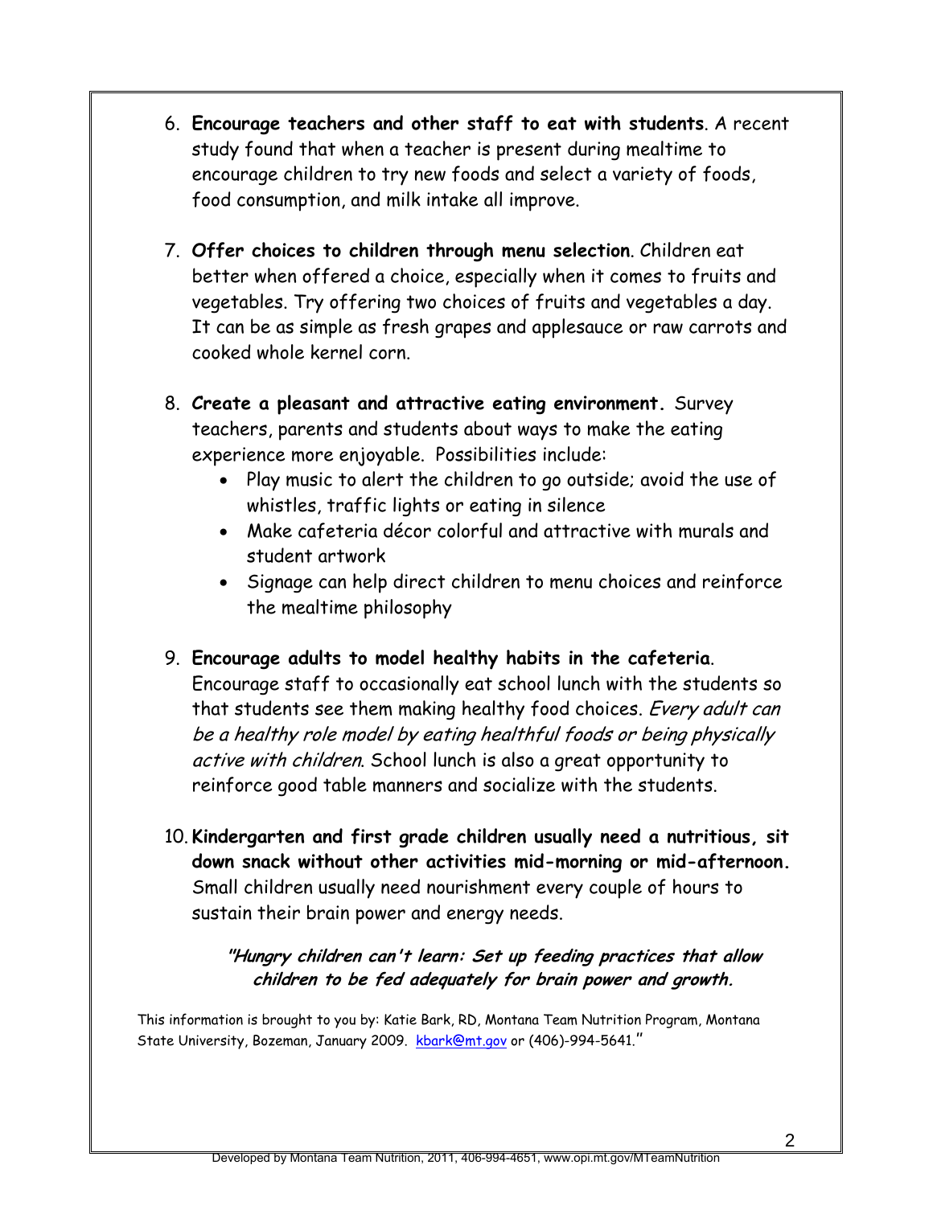6. **Encourage teachers and other staff to eat with students**. A recent study found that when a teacher is present during mealtime to encourage children to try new foods and select a variety of foods, food consumption, and milk intake all improve.

7. **Offer choices to children through menu selection**. Children eat better when offered a choice, especially when it comes to fruits and vegetables. Try offering two choices of fruits and vegetables a day. It can be as simple as fresh grapes and applesauce or raw carrots and cooked whole kernel corn.

8. **Create a pleasant and attractive eating environment.** Survey teachers, parents and students about ways to make the eating experience more enjoyable. Possibilities include:
   - Play music to alert the children to go outside; avoid the use of whistles, traffic lights or eating in silence
   - Make cafeteria décor colorful and attractive with murals and student artwork
   - Signage can help direct children to menu choices and reinforce the mealtime philosophy

9. **Encourage adults to model healthy habits in the cafeteria**. Encourage staff to occasionally eat school lunch with the students so that students see them making healthy food choices. *Every adult can be a healthy role model by eating healthful foods or being physically active with children*. School lunch is also a great opportunity to reinforce good table manners and socialize with the students.

10. **Kindergarten and first grade children usually need a nutritious, sit down snack without other activities mid-morning or mid-afternoon.** Small children usually need nourishment every couple of hours to sustain their brain power and energy needs.

***"Hungry children can't learn: Set up feeding practices that allow children to be fed adequately for brain power and growth.***

This information is brought to you by: Katie Bark, RD, Montana Team Nutrition Program, Montana State University, Bozeman, January 2009. kbark@mt.gov or (406)-994-5641."

Developed by Montana Team Nutrition, 2011, 406-994-4651, www.opi.mt.gov/MTeamNutrition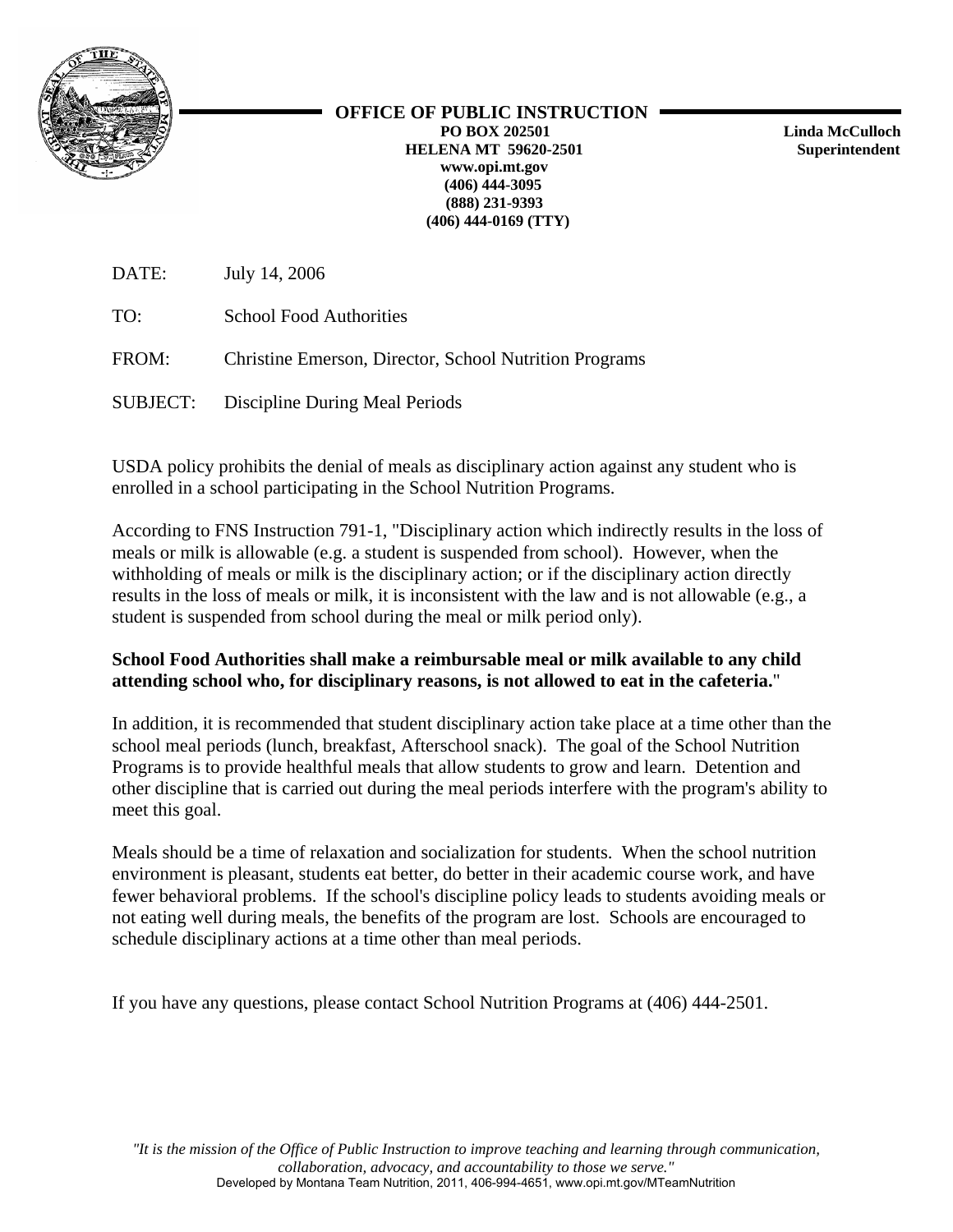**OFFICE OF PUBLIC INSTRUCTION**
**PO BOX 202501**
**HELENA MT 59620-2501**
**www.opi.mt.gov**
**(406) 444-3095**
**(888) 231-9393**
**(406) 444-0169 (TTY)**

**Linda McCulloch**
**Superintendent**

DATE: July 14, 2006

TO: School Food Authorities

FROM: Christine Emerson, Director, School Nutrition Programs

SUBJECT: Discipline During Meal Periods

USDA policy prohibits the denial of meals as disciplinary action against any student who is enrolled in a school participating in the School Nutrition Programs.

According to FNS Instruction 791-1, "Disciplinary action which indirectly results in the loss of meals or milk is allowable (e.g. a student is suspended from school). However, when the withholding of meals or milk is the disciplinary action; or if the disciplinary action directly results in the loss of meals or milk, it is inconsistent with the law and is not allowable (e.g., a student is suspended from school during the meal or milk period only).

**School Food Authorities shall make a reimbursable meal or milk available to any child attending school who, for disciplinary reasons, is not allowed to eat in the cafeteria.**"

In addition, it is recommended that student disciplinary action take place at a time other than the school meal periods (lunch, breakfast, Afterschool snack). The goal of the School Nutrition Programs is to provide healthful meals that allow students to grow and learn. Detention and other discipline that is carried out during the meal periods interfere with the program's ability to meet this goal.

Meals should be a time of relaxation and socialization for students. When the school nutrition environment is pleasant, students eat better, do better in their academic course work, and have fewer behavioral problems. If the school's discipline policy leads to students avoiding meals or not eating well during meals, the benefits of the program are lost. Schools are encouraged to schedule disciplinary actions at a time other than meal periods.

If you have any questions, please contact School Nutrition Programs at (406) 444-2501.

*"It is the mission of the Office of Public Instruction to improve teaching and learning through communication, collaboration, advocacy, and accountability to those we serve."*

Developed by Montana Team Nutrition, 2011, 406-994-4651, www.opi.mt.gov/MTeamNutrition